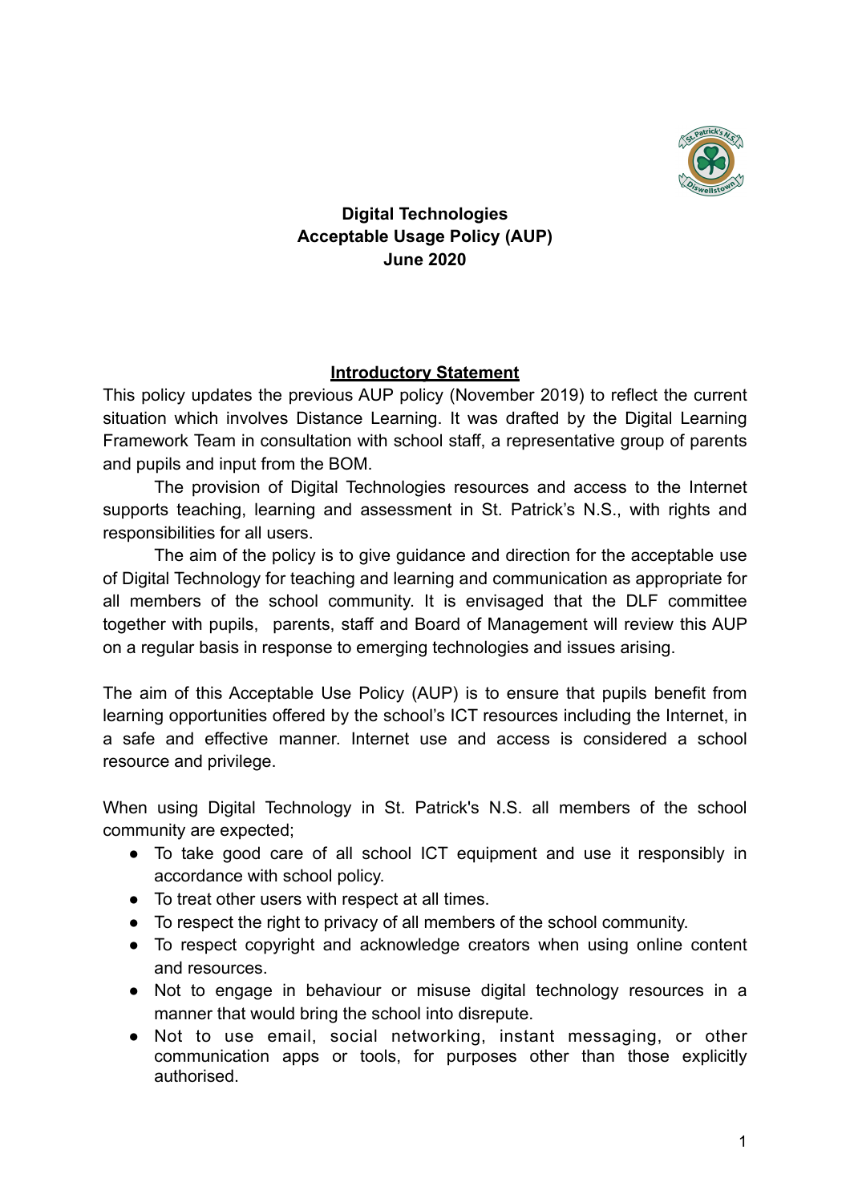# Digital Technologies
# Acceptable Usage Policy (AUP)
# June 2020

## Introductory Statement

This policy updates the previous AUP policy (November 2019) to reflect the current situation which involves Distance Learning. It was drafted by the Digital Learning Framework Team in consultation with school staff, a representative group of parents and pupils and input from the BOM.

The provision of Digital Technologies resources and access to the Internet supports teaching, learning and assessment in St. Patrick's N.S., with rights and responsibilities for all users.

The aim of the policy is to give guidance and direction for the acceptable use of Digital Technology for teaching and learning and communication as appropriate for all members of the school community. It is envisaged that the DLF committee together with pupils, parents, staff and Board of Management will review this AUP on a regular basis in response to emerging technologies and issues arising.

The aim of this Acceptable Use Policy (AUP) is to ensure that pupils benefit from learning opportunities offered by the school's ICT resources including the Internet, in a safe and effective manner. Internet use and access is considered a school resource and privilege.

When using Digital Technology in St. Patrick's N.S. all members of the school community are expected;

- To take good care of all school ICT equipment and use it responsibly in accordance with school policy.
- To treat other users with respect at all times.
- To respect the right to privacy of all members of the school community.
- To respect copyright and acknowledge creators when using online content and resources.
- Not to engage in behaviour or misuse digital technology resources in a manner that would bring the school into disrepute.
- Not to use email, social networking, instant messaging, or other communication apps or tools, for purposes other than those explicitly authorised.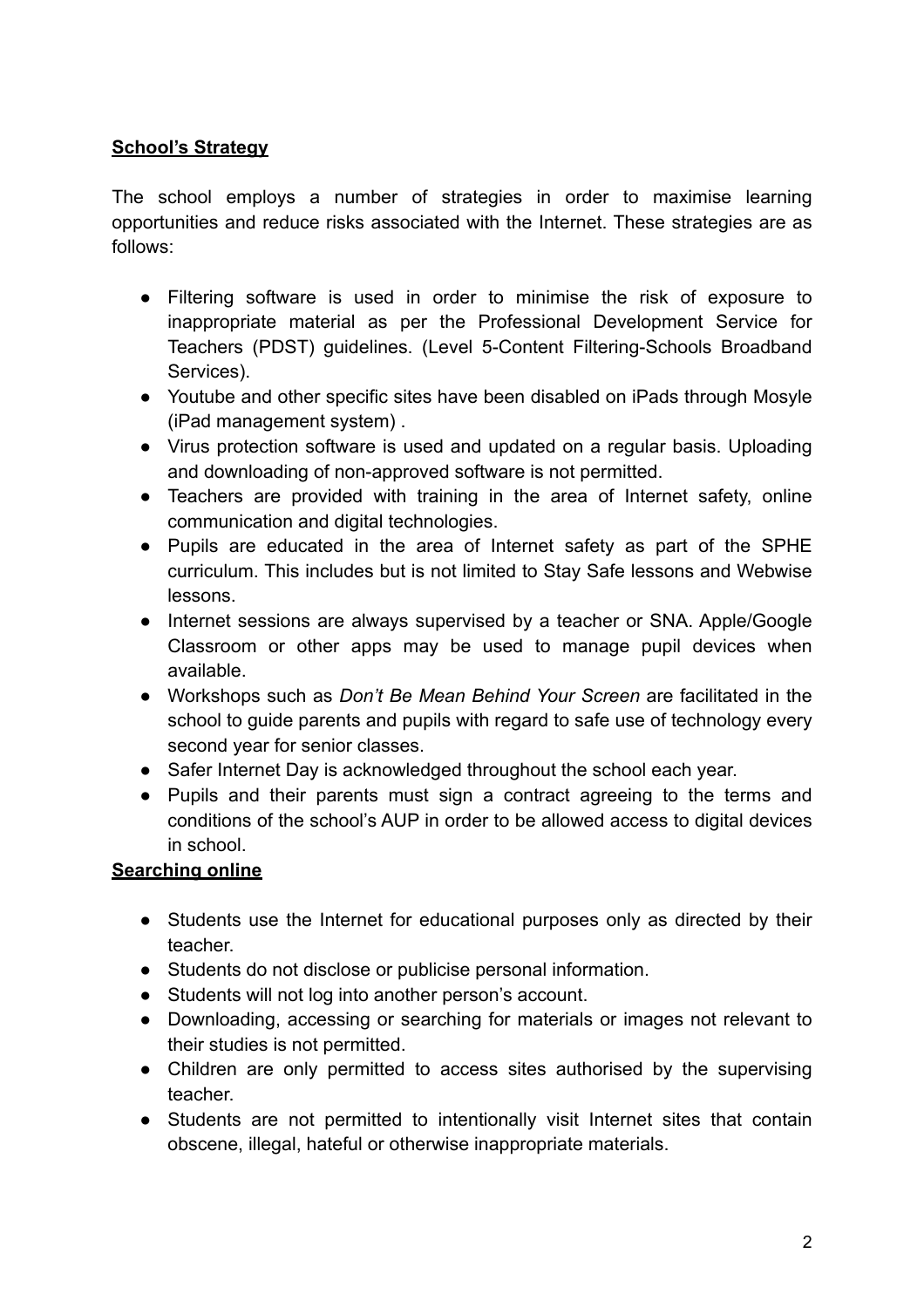**School's Strategy**

The school employs a number of strategies in order to maximise learning opportunities and reduce risks associated with the Internet. These strategies are as follows:

- Filtering software is used in order to minimise the risk of exposure to inappropriate material as per the Professional Development Service for Teachers (PDST) guidelines. (Level 5-Content Filtering-Schools Broadband Services).
- Youtube and other specific sites have been disabled on iPads through Mosyle (iPad management system) .
- Virus protection software is used and updated on a regular basis. Uploading and downloading of non-approved software is not permitted.
- Teachers are provided with training in the area of Internet safety, online communication and digital technologies.
- Pupils are educated in the area of Internet safety as part of the SPHE curriculum. This includes but is not limited to Stay Safe lessons and Webwise lessons.
- Internet sessions are always supervised by a teacher or SNA. Apple/Google Classroom or other apps may be used to manage pupil devices when available.
- Workshops such as *Don't Be Mean Behind Your Screen* are facilitated in the school to guide parents and pupils with regard to safe use of technology every second year for senior classes.
- Safer Internet Day is acknowledged throughout the school each year.
- Pupils and their parents must sign a contract agreeing to the terms and conditions of the school's AUP in order to be allowed access to digital devices in school.

**Searching online**

- Students use the Internet for educational purposes only as directed by their teacher.
- Students do not disclose or publicise personal information.
- Students will not log into another person's account.
- Downloading, accessing or searching for materials or images not relevant to their studies is not permitted.
- Children are only permitted to access sites authorised by the supervising teacher.
- Students are not permitted to intentionally visit Internet sites that contain obscene, illegal, hateful or otherwise inappropriate materials.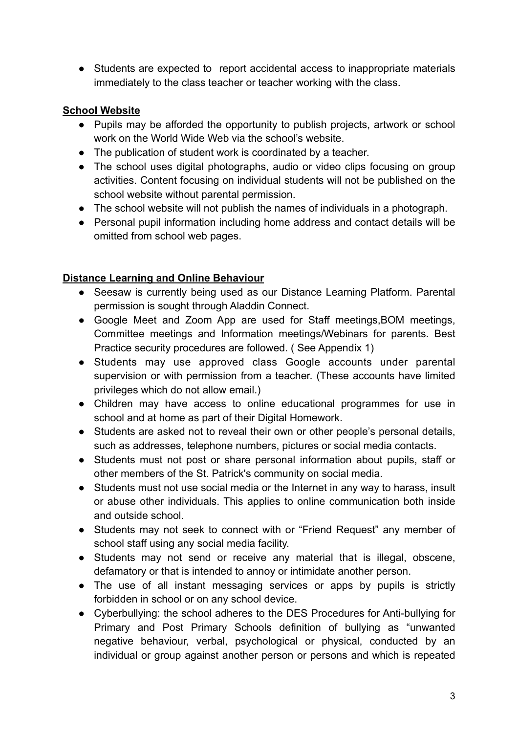- Students are expected to report accidental access to inappropriate materials immediately to the class teacher or teacher working with the class.

**School Website**

- Pupils may be afforded the opportunity to publish projects, artwork or school work on the World Wide Web via the school's website.
- The publication of student work is coordinated by a teacher.
- The school uses digital photographs, audio or video clips focusing on group activities. Content focusing on individual students will not be published on the school website without parental permission.
- The school website will not publish the names of individuals in a photograph.
- Personal pupil information including home address and contact details will be omitted from school web pages.

**Distance Learning and Online Behaviour**

- Seesaw is currently being used as our Distance Learning Platform. Parental permission is sought through Aladdin Connect.
- Google Meet and Zoom App are used for Staff meetings,BOM meetings, Committee meetings and Information meetings/Webinars for parents. Best Practice security procedures are followed. ( See Appendix 1)
- Students may use approved class Google accounts under parental supervision or with permission from a teacher. (These accounts have limited privileges which do not allow email.)
- Children may have access to online educational programmes for use in school and at home as part of their Digital Homework.
- Students are asked not to reveal their own or other people's personal details, such as addresses, telephone numbers, pictures or social media contacts.
- Students must not post or share personal information about pupils, staff or other members of the St. Patrick's community on social media.
- Students must not use social media or the Internet in any way to harass, insult or abuse other individuals. This applies to online communication both inside and outside school.
- Students may not seek to connect with or "Friend Request" any member of school staff using any social media facility.
- Students may not send or receive any material that is illegal, obscene, defamatory or that is intended to annoy or intimidate another person.
- The use of all instant messaging services or apps by pupils is strictly forbidden in school or on any school device.
- Cyberbullying: the school adheres to the DES Procedures for Anti-bullying for Primary and Post Primary Schools definition of bullying as "unwanted negative behaviour, verbal, psychological or physical, conducted by an individual or group against another person or persons and which is repeated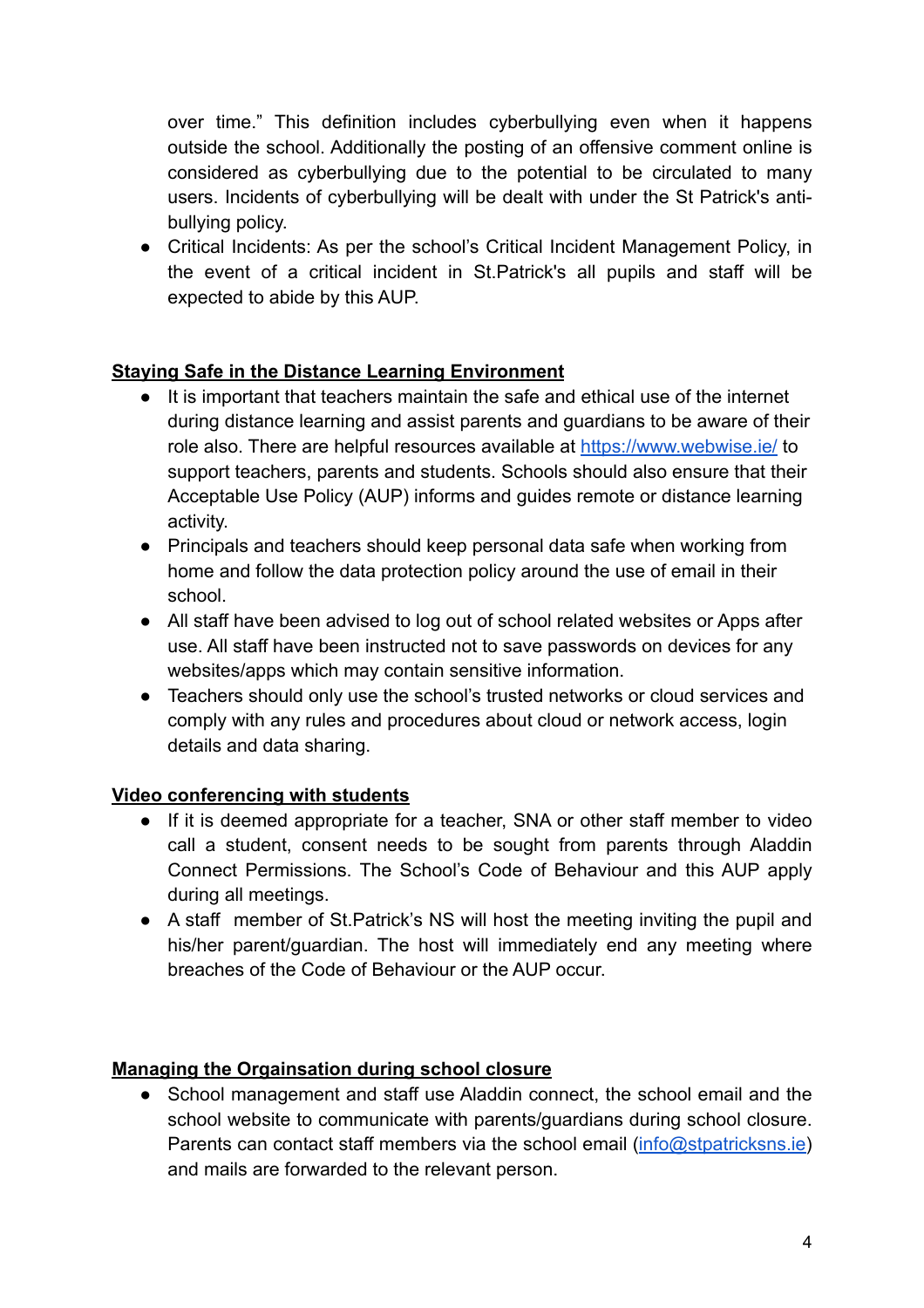over time." This definition includes cyberbullying even when it happens outside the school. Additionally the posting of an offensive comment online is considered as cyberbullying due to the potential to be circulated to many users. Incidents of cyberbullying will be dealt with under the St Patrick's anti-bullying policy.

- Critical Incidents: As per the school's Critical Incident Management Policy, in the event of a critical incident in St.Patrick's all pupils and staff will be expected to abide by this AUP.

**Staying Safe in the Distance Learning Environment**

- It is important that teachers maintain the safe and ethical use of the internet during distance learning and assist parents and guardians to be aware of their role also. There are helpful resources available at [https://www.webwise.ie/](https://www.webwise.ie/) to support teachers, parents and students. Schools should also ensure that their Acceptable Use Policy (AUP) informs and guides remote or distance learning activity.
- Principals and teachers should keep personal data safe when working from home and follow the data protection policy around the use of email in their school.
- All staff have been advised to log out of school related websites or Apps after use. All staff have been instructed not to save passwords on devices for any websites/apps which may contain sensitive information.
- Teachers should only use the school's trusted networks or cloud services and comply with any rules and procedures about cloud or network access, login details and data sharing.

**Video conferencing with students**

- If it is deemed appropriate for a teacher, SNA or other staff member to video call a student, consent needs to be sought from parents through Aladdin Connect Permissions. The School's Code of Behaviour and this AUP apply during all meetings.
- A staff member of St.Patrick's NS will host the meeting inviting the pupil and his/her parent/guardian. The host will immediately end any meeting where breaches of the Code of Behaviour or the AUP occur.

**Managing the Orgainsation during school closure**

- School management and staff use Aladdin connect, the school email and the school website to communicate with parents/guardians during school closure. Parents can contact staff members via the school email ([info@stpatricksns.ie](mailto:info@stpatricksns.ie)) and mails are forwarded to the relevant person.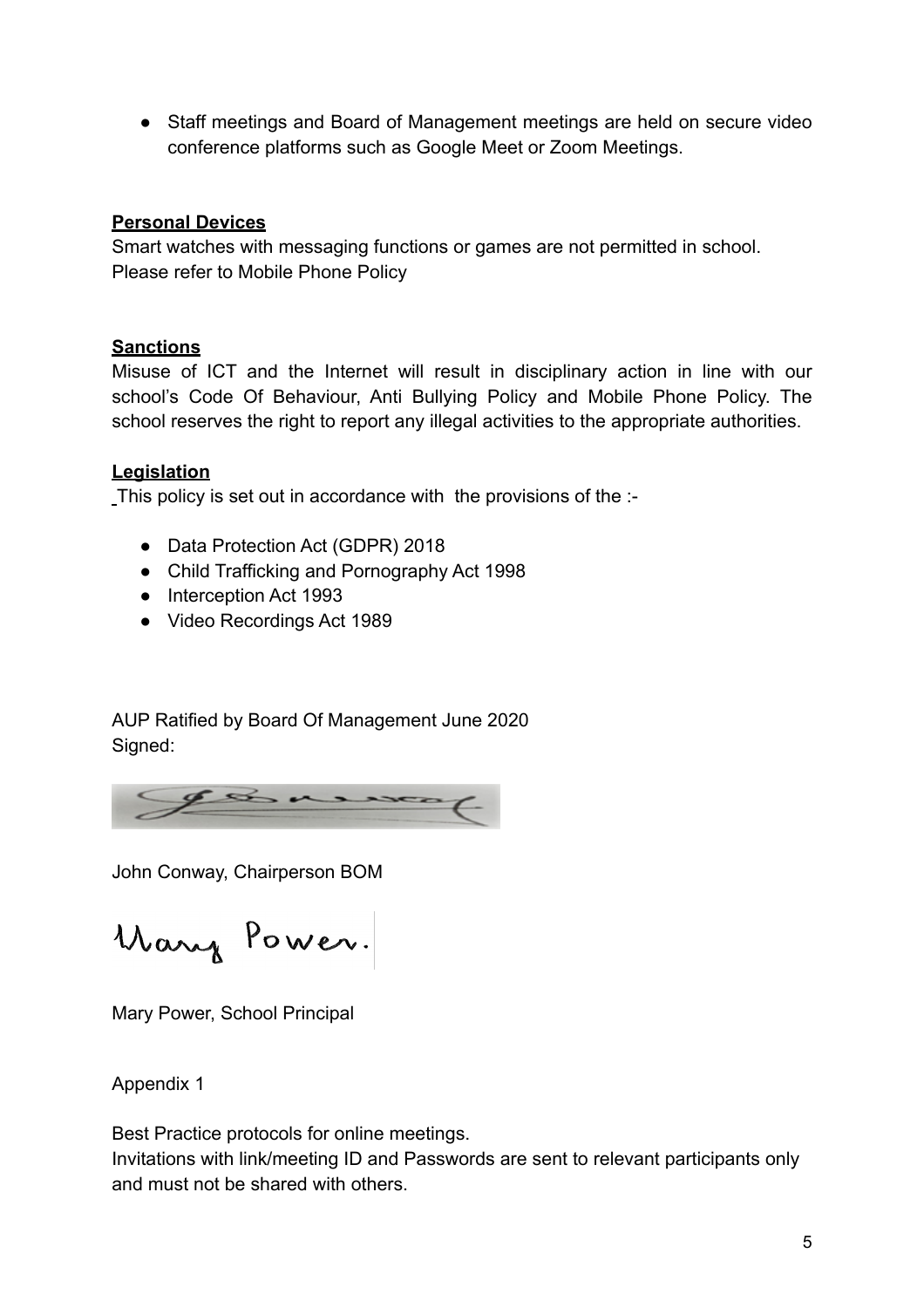- Staff meetings and Board of Management meetings are held on secure video conference platforms such as Google Meet or Zoom Meetings.

**Personal Devices**

Smart watches with messaging functions or games are not permitted in school.
Please refer to Mobile Phone Policy

**Sanctions**

Misuse of ICT and the Internet will result in disciplinary action in line with our school's Code Of Behaviour, Anti Bullying Policy and Mobile Phone Policy. The school reserves the right to report any illegal activities to the appropriate authorities.

**Legislation**

This policy is set out in accordance with the provisions of the :-

- Data Protection Act (GDPR) 2018
- Child Trafficking and Pornography Act 1998
- Interception Act 1993
- Video Recordings Act 1989

AUP Ratified by Board Of Management June 2020
Signed:

John Conway, Chairperson BOM

Mary Power.

Mary Power, School Principal

Appendix 1

Best Practice protocols for online meetings.
Invitations with link/meeting ID and Passwords are sent to relevant participants only and must not be shared with others.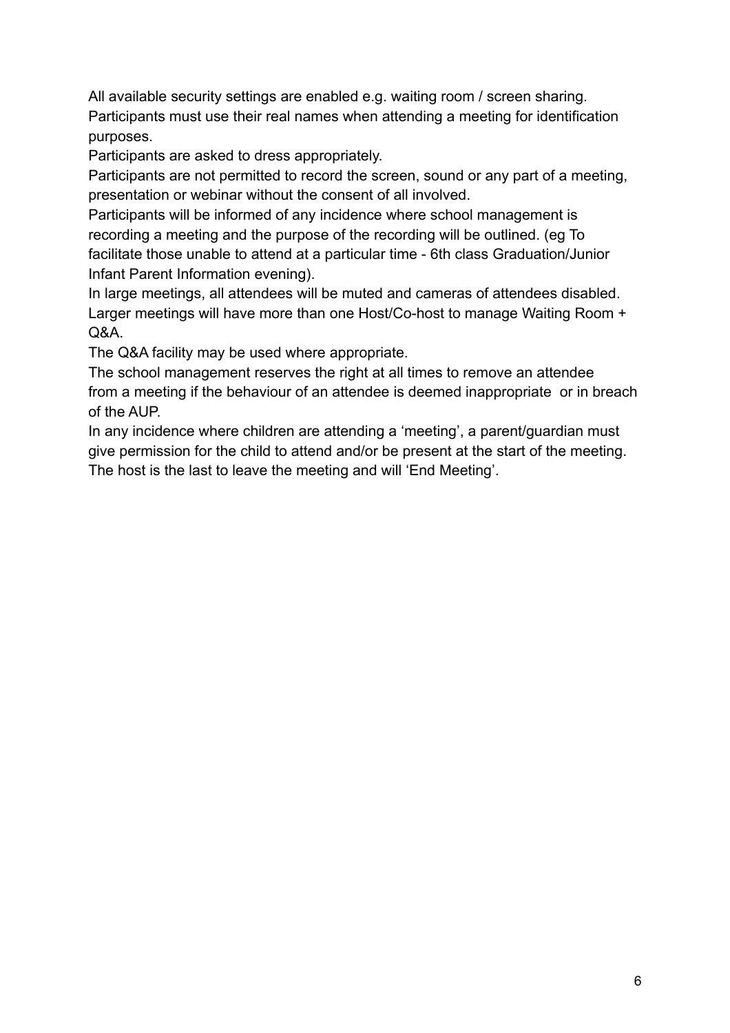All available security settings are enabled e.g. waiting room / screen sharing.
Participants must use their real names when attending a meeting for identification purposes.
Participants are asked to dress appropriately.
Participants are not permitted to record the screen, sound or any part of a meeting, presentation or webinar without the consent of all involved.
Participants will be informed of any incidence where school management is recording a meeting and the purpose of the recording will be outlined. (eg To facilitate those unable to attend at a particular time - 6th class Graduation/Junior Infant Parent Information evening).
In large meetings, all attendees will be muted and cameras of attendees disabled.
Larger meetings will have more than one Host/Co-host to manage Waiting Room + Q&A.
The Q&A facility may be used where appropriate.
The school management reserves the right at all times to remove an attendee from a meeting if the behaviour of an attendee is deemed inappropriate or in breach of the AUP.
In any incidence where children are attending a ‘meeting’, a parent/guardian must give permission for the child to attend and/or be present at the start of the meeting.
The host is the last to leave the meeting and will ‘End Meeting’.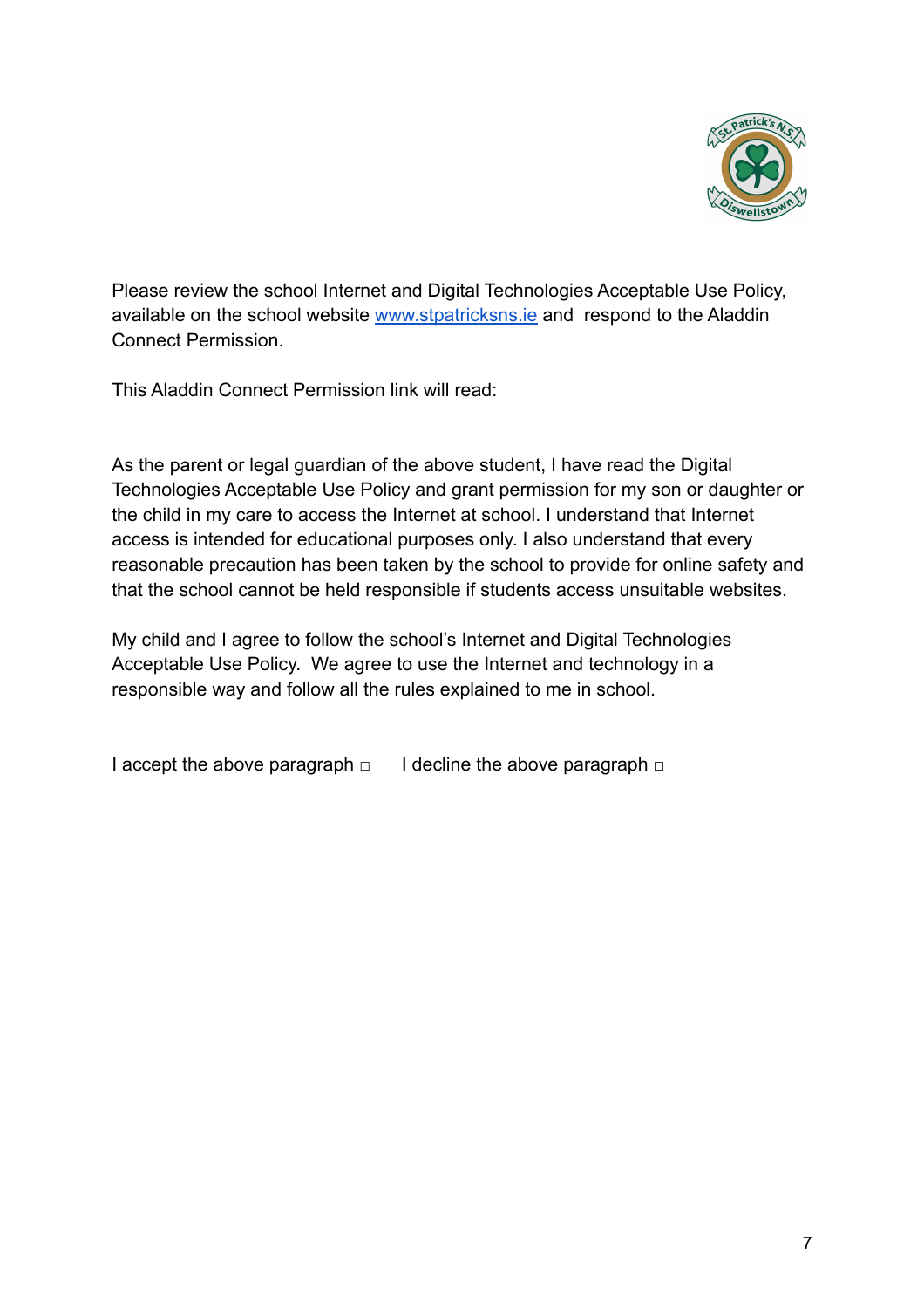Please review the school Internet and Digital Technologies Acceptable Use Policy, available on the school website [www.stpatricksns.ie](http://www.stpatricksns.ie) and respond to the Aladdin Connect Permission.

This Aladdin Connect Permission link will read:

As the parent or legal guardian of the above student, I have read the Digital Technologies Acceptable Use Policy and grant permission for my son or daughter or the child in my care to access the Internet at school. I understand that Internet access is intended for educational purposes only. I also understand that every reasonable precaution has been taken by the school to provide for online safety and that the school cannot be held responsible if students access unsuitable websites.

My child and I agree to follow the school's Internet and Digital Technologies Acceptable Use Policy. We agree to use the Internet and technology in a responsible way and follow all the rules explained to me in school.

I accept the above paragraph ☐ I decline the above paragraph ☐